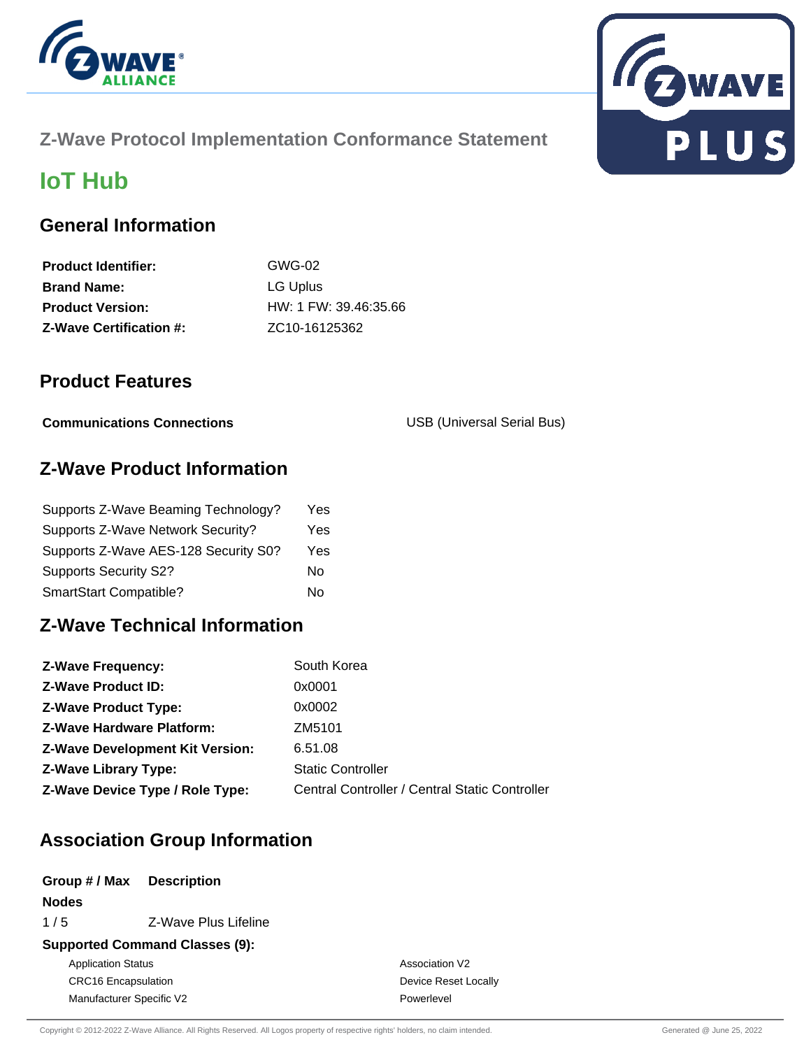Z-Wave Protocol Implementation Conformance Statement

# IoT Hub

## General Information

| | |
|---|---|
| **Product Identifier:** | GWG-02 |
| **Brand Name:** | LG Uplus |
| **Product Version:** | HW: 1 FW: 39.46:35.66 |
| **Z-Wave Certification #:** | ZC10-16125362 |

## Product Features

| | |
|---|---|
| **Communications Connections** | USB (Universal Serial Bus) |

## Z-Wave Product Information

| | |
|---|---|
| Supports Z-Wave Beaming Technology? | Yes |
| Supports Z-Wave Network Security? | Yes |
| Supports Z-Wave AES-128 Security S0? | Yes |
| Supports Security S2? | No |
| SmartStart Compatible? | No |

## Z-Wave Technical Information

| | |
|---|---|
| **Z-Wave Frequency:** | South Korea |
| **Z-Wave Product ID:** | 0x0001 |
| **Z-Wave Product Type:** | 0x0002 |
| **Z-Wave Hardware Platform:** | ZM5101 |
| **Z-Wave Development Kit Version:** | 6.51.08 |
| **Z-Wave Library Type:** | Static Controller |
| **Z-Wave Device Type / Role Type:** | Central Controller / Central Static Controller |

## Association Group Information

| Group # / Max Nodes | Description |
|---|---|
| 1 / 5 | Z-Wave Plus Lifeline |

**Supported Command Classes (9):**

- Application Status
- Association V2
- CRC16 Encapsulation
- Device Reset Locally
- Manufacturer Specific V2
- Powerlevel

Copyright © 2012-2022 Z-Wave Alliance. All Rights Reserved. All Logos property of respective rights' holders, no claim intended.

Generated @ June 25, 2022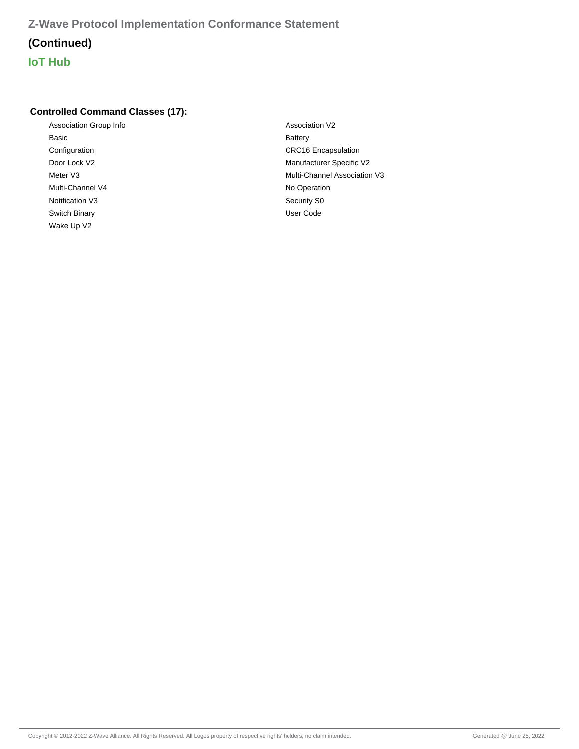# Z-Wave Protocol Implementation Conformance Statement

## (Continued)

## IoT Hub

### Controlled Command Classes (17):

- Association Group Info
- Association V2
- Basic
- Battery
- Configuration
- CRC16 Encapsulation
- Door Lock V2
- Manufacturer Specific V2
- Meter V3
- Multi-Channel Association V3
- Multi-Channel V4
- No Operation
- Notification V3
- Security S0
- Switch Binary
- User Code
- Wake Up V2